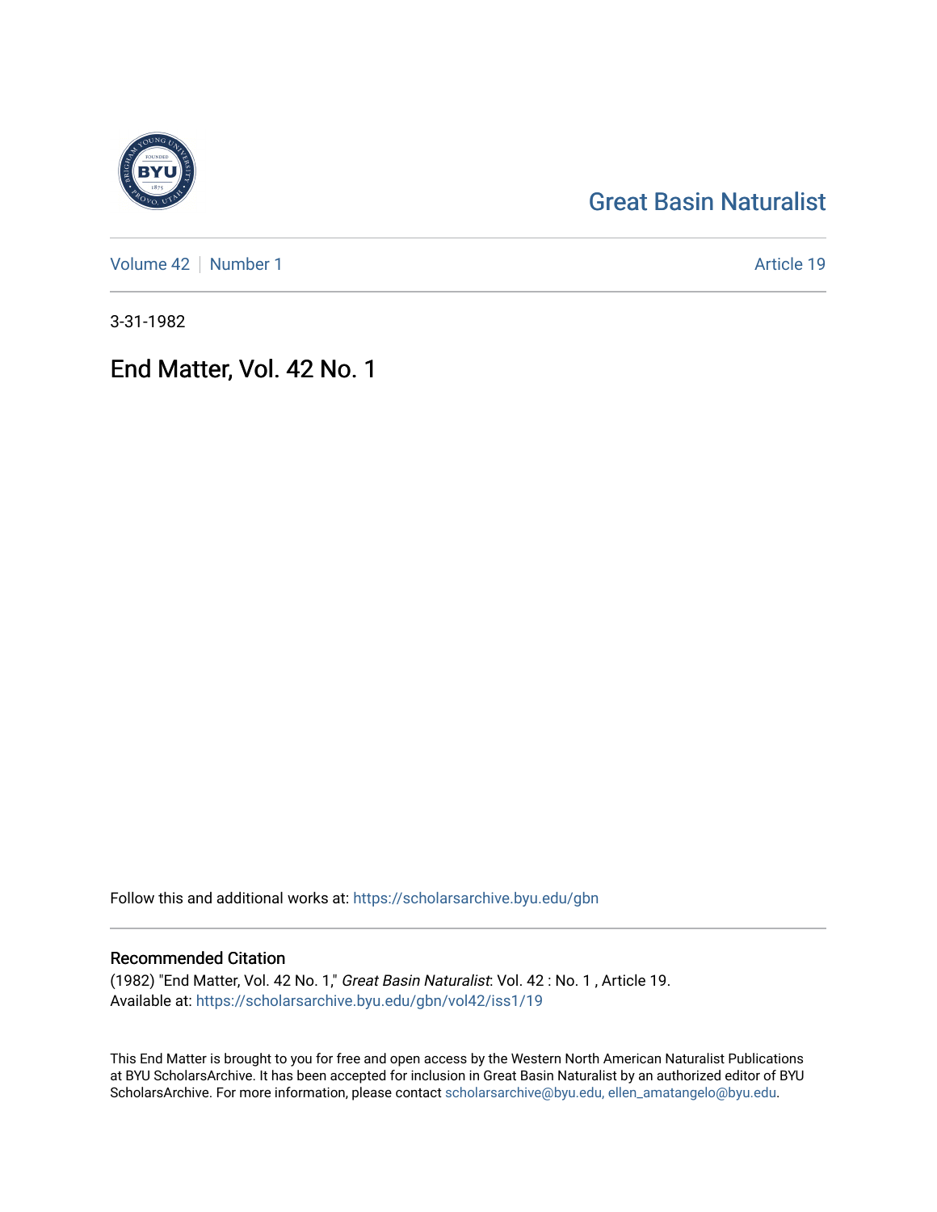Great Basin Naturalist

Volume 42 | Number 1 Article 19

3-31-1982

# End Matter, Vol. 42 No. 1

Follow this and additional works at: https://scholarsarchive.byu.edu/gbn

## Recommended Citation

(1982) "End Matter, Vol. 42 No. 1," *Great Basin Naturalist*: Vol. 42 : No. 1 , Article 19.
Available at: https://scholarsarchive.byu.edu/gbn/vol42/iss1/19

This End Matter is brought to you for free and open access by the Western North American Naturalist Publications at BYU ScholarsArchive. It has been accepted for inclusion in Great Basin Naturalist by an authorized editor of BYU ScholarsArchive. For more information, please contact scholarsarchive@byu.edu, ellen_amatangelo@byu.edu.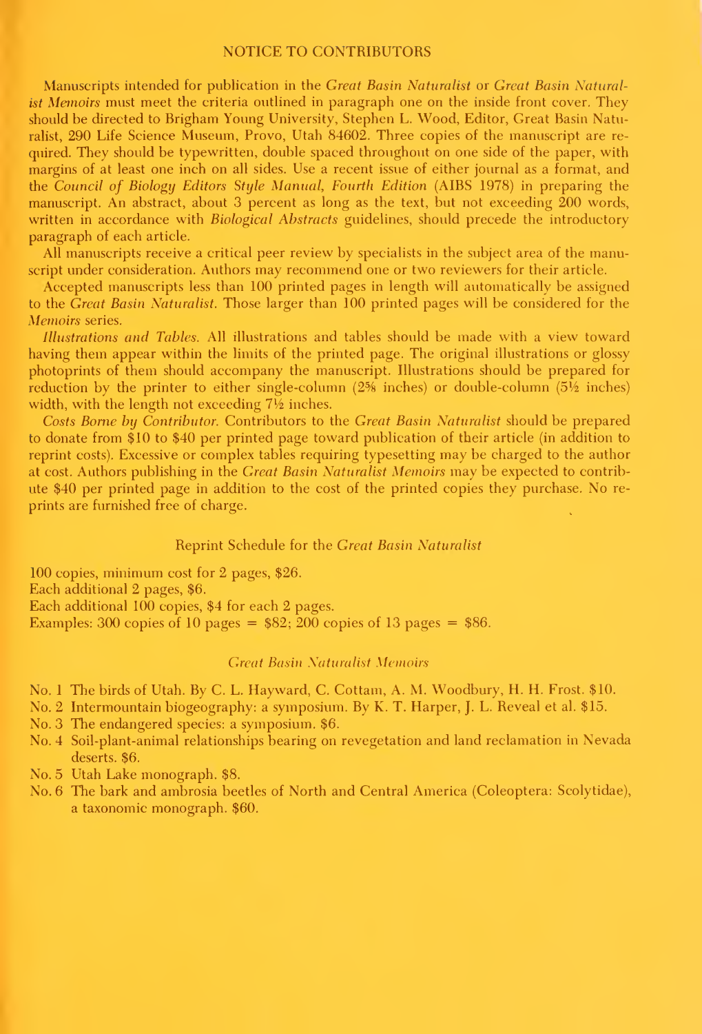## NOTICE TO CONTRIBUTORS

Manuscripts intended for publication in the *Great Basin Naturalist* or *Great Basin Naturalist Memoirs* must meet the criteria outlined in paragraph one on the inside front cover. They should be directed to Brigham Young University, Stephen L. Wood, Editor, Great Basin Naturalist, 290 Life Science Museum, Provo, Utah 84602. Three copies of the manuscript are required. They should be typewritten, double spaced throughout on one side of the paper, with margins of at least one inch on all sides. Use a recent issue of either journal as a format, and the *Council of Biology Editors Style Manual, Fourth Edition* (AIBS 1978) in preparing the manuscript. An abstract, about 3 percent as long as the text, but not exceeding 200 words, written in accordance with *Biological Abstracts* guidelines, should precede the introductory paragraph of each article.

All manuscripts receive a critical peer review by specialists in the subject area of the manuscript under consideration. Authors may recommend one or two reviewers for their article.

Accepted manuscripts less than 100 printed pages in length will automatically be assigned to the *Great Basin Naturalist*. Those larger than 100 printed pages will be considered for the *Memoirs* series.

*Illustrations and Tables.* All illustrations and tables should be made with a view toward having them appear within the limits of the printed page. The original illustrations or glossy photoprints of them should accompany the manuscript. Illustrations should be prepared for reduction by the printer to either single-column (2⅝ inches) or double-column (5½ inches) width, with the length not exceeding 7½ inches.

*Costs Borne by Contributor.* Contributors to the *Great Basin Naturalist* should be prepared to donate from $10 to $40 per printed page toward publication of their article (in addition to reprint costs). Excessive or complex tables requiring typesetting may be charged to the author at cost. Authors publishing in the *Great Basin Naturalist Memoirs* may be expected to contribute $40 per printed page in addition to the cost of the printed copies they purchase. No reprints are furnished free of charge.

### Reprint Schedule for the *Great Basin Naturalist*

100 copies, minimum cost for 2 pages, $26.
Each additional 2 pages, $6.
Each additional 100 copies, $4 for each 2 pages.
Examples: 300 copies of 10 pages = $82; 200 copies of 13 pages = $86.

### *Great Basin Naturalist Memoirs*

- No. 1 The birds of Utah. By C. L. Hayward, C. Cottam, A. M. Woodbury, H. H. Frost. $10.
- No. 2 Intermountain biogeography: a symposium. By K. T. Harper, J. L. Reveal et al. $15.
- No. 3 The endangered species: a symposium. $6.
- No. 4 Soil-plant-animal relationships bearing on revegetation and land reclamation in Nevada deserts. $6.
- No. 5 Utah Lake monograph. $8.
- No. 6 The bark and ambrosia beetles of North and Central America (Coleoptera: Scolytidae), a taxonomic monograph. $60.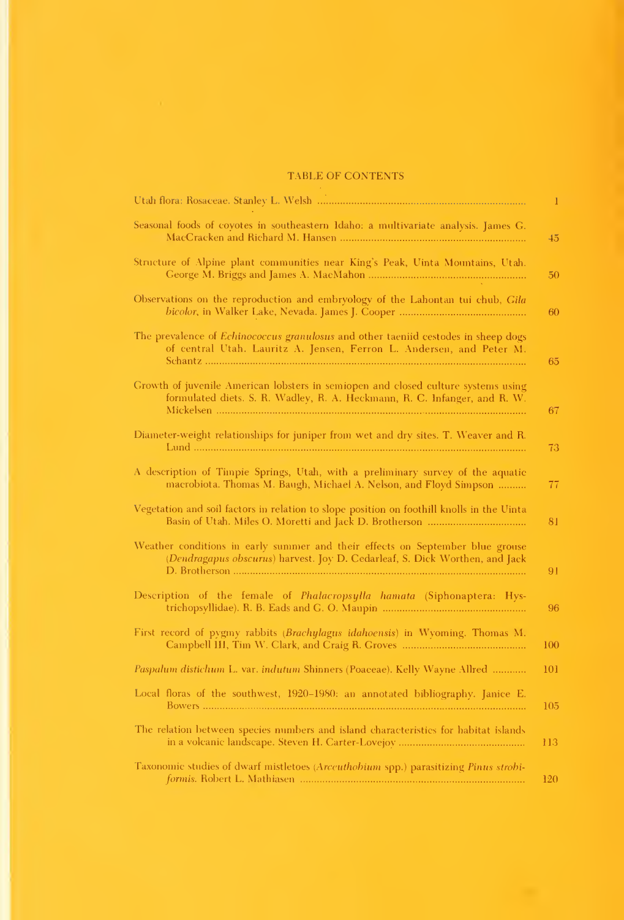## TABLE OF CONTENTS

| | |
|---|---|
| Utah flora: Rosaceae. Stanley L. Welsh | 1 |
| Seasonal foods of coyotes in southeastern Idaho: a multivariate analysis. James G. MacCracken and Richard M. Hansen | 45 |
| Structure of Alpine plant communities near King's Peak, Uinta Mountains, Utah. George M. Briggs and James A. MacMahon | 50 |
| Observations on the reproduction and embryology of the Lahontan tui chub, *Gila bicolor*, in Walker Lake, Nevada. James J. Cooper | 60 |
| The prevalence of *Echinococcus granulosus* and other taeniid cestodes in sheep dogs of central Utah. Lauritz A. Jensen, Ferron L. Andersen, and Peter M. Schantz | 65 |
| Growth of juvenile American lobsters in semiopen and closed culture systems using formulated diets. S. R. Wadley, R. A. Heckmann, R. C. Infanger, and R. W. Mickelsen | 67 |
| Diameter-weight relationships for juniper from wet and dry sites. T. Weaver and R. Lund | 73 |
| A description of Timpie Springs, Utah, with a preliminary survey of the aquatic macrobiota. Thomas M. Baugh, Michael A. Nelson, and Floyd Simpson | 77 |
| Vegetation and soil factors in relation to slope position on foothill knolls in the Uinta Basin of Utah. Miles O. Moretti and Jack D. Brotherson | 81 |
| Weather conditions in early summer and their effects on September blue grouse (*Dendragapus obscurus*) harvest. Joy D. Cedarleaf, S. Dick Worthen, and Jack D. Brotherson | 91 |
| Description of the female of *Phalacropsylla hamata* (Siphonaptera: Hystrichopsyllidae). R. B. Eads and G. O. Maupin | 96 |
| First record of pygmy rabbits (*Brachylagus idahoensis*) in Wyoming. Thomas M. Campbell III, Tim W. Clark, and Craig R. Groves | 100 |
| *Paspalum distichum* L. var. *indutum* Shinners (Poaceae). Kelly Wayne Allred | 101 |
| Local floras of the southwest, 1920–1980: an annotated bibliography. Janice E. Bowers | 105 |
| The relation between species numbers and island characteristics for habitat islands in a volcanic landscape. Steven H. Carter-Lovejoy | 113 |
| Taxonomic studies of dwarf mistletoes (*Arceuthobium* spp.) parasitizing *Pinus strobiformis*. Robert L. Mathiasen | 120 |